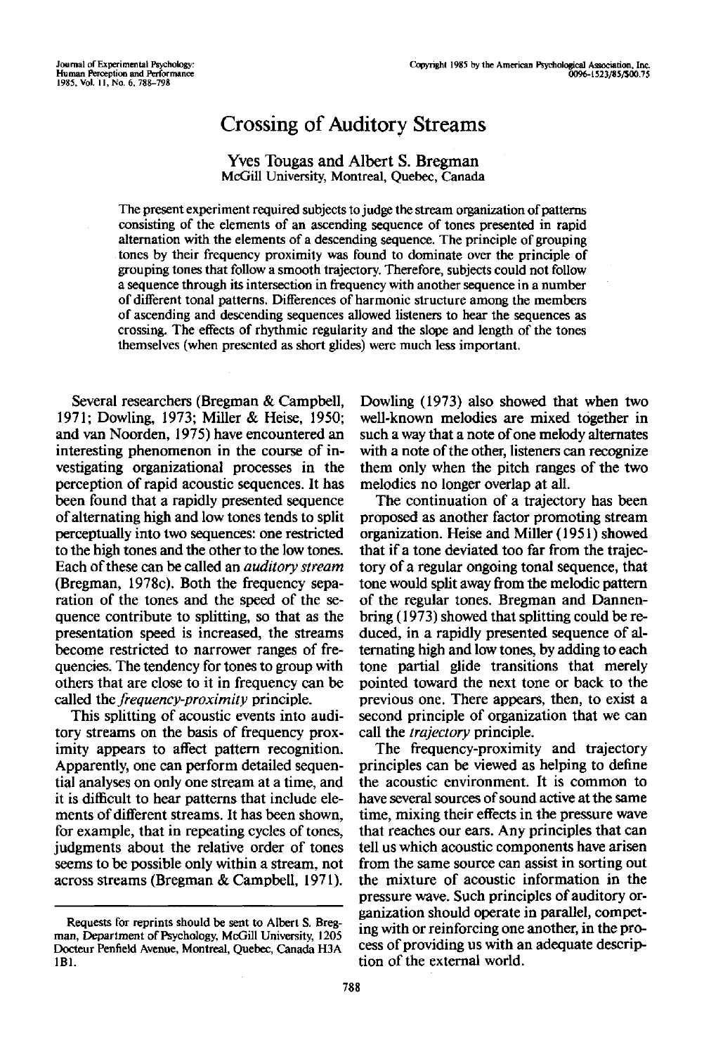# Crossing of Auditory Streams

Yves Tougas and Albert S. Bregman
McGill University, Montreal, Quebec, Canada

The present experiment required subjects to judge the stream organization of patterns consisting of the elements of an ascending sequence of tones presented in rapid alternation with the elements of a descending sequence. The principle of grouping tones by their frequency proximity was found to dominate over the principle of grouping tones that follow a smooth trajectory. Therefore, subjects could not follow a sequence through its intersection in frequency with another sequence in a number of different tonal patterns. Differences of harmonic structure among the members of ascending and descending sequences allowed listeners to hear the sequences as crossing. The effects of rhythmic regularity and the slope and length of the tones themselves (when presented as short glides) were much less important.

Several researchers (Bregman & Campbell, 1971; Dowling, 1973; Miller & Heise, 1950; and van Noorden, 1975) have encountered an interesting phenomenon in the course of investigating organizational processes in the perception of rapid acoustic sequences. It has been found that a rapidly presented sequence of alternating high and low tones tends to split perceptually into two sequences: one restricted to the high tones and the other to the low tones. Each of these can be called an *auditory stream* (Bregman, 1978c). Both the frequency separation of the tones and the speed of the sequence contribute to splitting, so that as the presentation speed is increased, the streams become restricted to narrower ranges of frequencies. The tendency for tones to group with others that are close to it in frequency can be called the *frequency-proximity* principle.

This splitting of acoustic events into auditory streams on the basis of frequency proximity appears to affect pattern recognition. Apparently, one can perform detailed sequential analyses on only one stream at a time, and it is difficult to hear patterns that include elements of different streams. It has been shown, for example, that in repeating cycles of tones, judgments about the relative order of tones seems to be possible only within a stream, not across streams (Bregman & Campbell, 1971). Dowling (1973) also showed that when two well-known melodies are mixed together in such a way that a note of one melody alternates with a note of the other, listeners can recognize them only when the pitch ranges of the two melodies no longer overlap at all.

The continuation of a trajectory has been proposed as another factor promoting stream organization. Heise and Miller (1951) showed that if a tone deviated too far from the trajectory of a regular ongoing tonal sequence, that tone would split away from the melodic pattern of the regular tones. Bregman and Dannenbring (1973) showed that splitting could be reduced, in a rapidly presented sequence of alternating high and low tones, by adding to each tone partial glide transitions that merely pointed toward the next tone or back to the previous one. There appears, then, to exist a second principle of organization that we can call the *trajectory* principle.

The frequency-proximity and trajectory principles can be viewed as helping to define the acoustic environment. It is common to have several sources of sound active at the same time, mixing their effects in the pressure wave that reaches our ears. Any principles that can tell us which acoustic components have arisen from the same source can assist in sorting out the mixture of acoustic information in the pressure wave. Such principles of auditory organization should operate in parallel, competing with or reinforcing one another, in the process of providing us with an adequate description of the external world.

---

Requests for reprints should be sent to Albert S. Bregman, Department of Psychology, McGill University, 1205 Docteur Penfield Avenue, Montreal, Quebec, Canada H3A 1B1.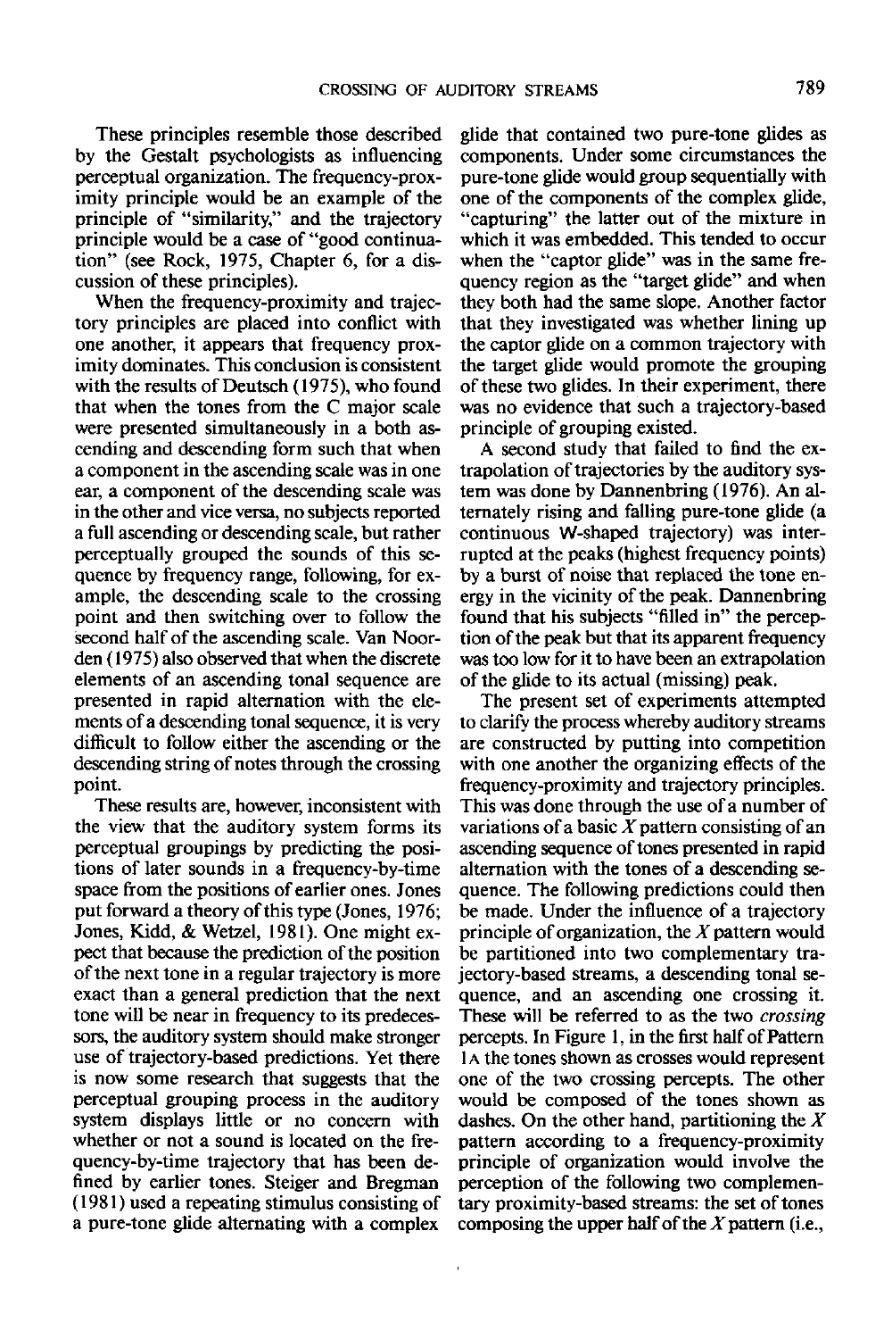These principles resemble those described by the Gestalt psychologists as influencing perceptual organization. The frequency-proximity principle would be an example of the principle of "similarity," and the trajectory principle would be a case of "good continuation" (see Rock, 1975, Chapter 6, for a discussion of these principles).

When the frequency-proximity and trajectory principles are placed into conflict with one another, it appears that frequency proximity dominates. This conclusion is consistent with the results of Deutsch (1975), who found that when the tones from the C major scale were presented simultaneously in a both ascending and descending form such that when a component in the ascending scale was in one ear, a component of the descending scale was in the other and vice versa, no subjects reported a full ascending or descending scale, but rather perceptually grouped the sounds of this sequence by frequency range, following, for example, the descending scale to the crossing point and then switching over to follow the second half of the ascending scale. Van Noorden (1975) also observed that when the discrete elements of an ascending tonal sequence are presented in rapid alternation with the elements of a descending tonal sequence, it is very difficult to follow either the ascending or the descending string of notes through the crossing point.

These results are, however, inconsistent with the view that the auditory system forms its perceptual groupings by predicting the positions of later sounds in a frequency-by-time space from the positions of earlier ones. Jones put forward a theory of this type (Jones, 1976; Jones, Kidd, & Wetzel, 1981). One might expect that because the prediction of the position of the next tone in a regular trajectory is more exact than a general prediction that the next tone will be near in frequency to its predecessors, the auditory system should make stronger use of trajectory-based predictions. Yet there is now some research that suggests that the perceptual grouping process in the auditory system displays little or no concern with whether or not a sound is located on the frequency-by-time trajectory that has been defined by earlier tones. Steiger and Bregman (1981) used a repeating stimulus consisting of a pure-tone glide alternating with a complex glide that contained two pure-tone glides as components. Under some circumstances the pure-tone glide would group sequentially with one of the components of the complex glide, "capturing" the latter out of the mixture in which it was embedded. This tended to occur when the "captor glide" was in the same frequency region as the "target glide" and when they both had the same slope. Another factor that they investigated was whether lining up the captor glide on a common trajectory with the target glide would promote the grouping of these two glides. In their experiment, there was no evidence that such a trajectory-based principle of grouping existed.

A second study that failed to find the extrapolation of trajectories by the auditory system was done by Dannenbring (1976). An alternately rising and falling pure-tone glide (a continuous W-shaped trajectory) was interrupted at the peaks (highest frequency points) by a burst of noise that replaced the tone energy in the vicinity of the peak. Dannenbring found that his subjects "filled in" the perception of the peak but that its apparent frequency was too low for it to have been an extrapolation of the glide to its actual (missing) peak.

The present set of experiments attempted to clarify the process whereby auditory streams are constructed by putting into competition with one another the organizing effects of the frequency-proximity and trajectory principles. This was done through the use of a number of variations of a basic *X* pattern consisting of an ascending sequence of tones presented in rapid alternation with the tones of a descending sequence. The following predictions could then be made. Under the influence of a trajectory principle of organization, the *X* pattern would be partitioned into two complementary trajectory-based streams, a descending tonal sequence, and an ascending one crossing it. These will be referred to as the two *crossing* percepts. In Figure 1, in the first half of Pattern 1A the tones shown as crosses would represent one of the two crossing percepts. The other would be composed of the tones shown as dashes. On the other hand, partitioning the *X* pattern according to a frequency-proximity principle of organization would involve the perception of the following two complementary proximity-based streams: the set of tones composing the upper half of the *X* pattern (i.e.,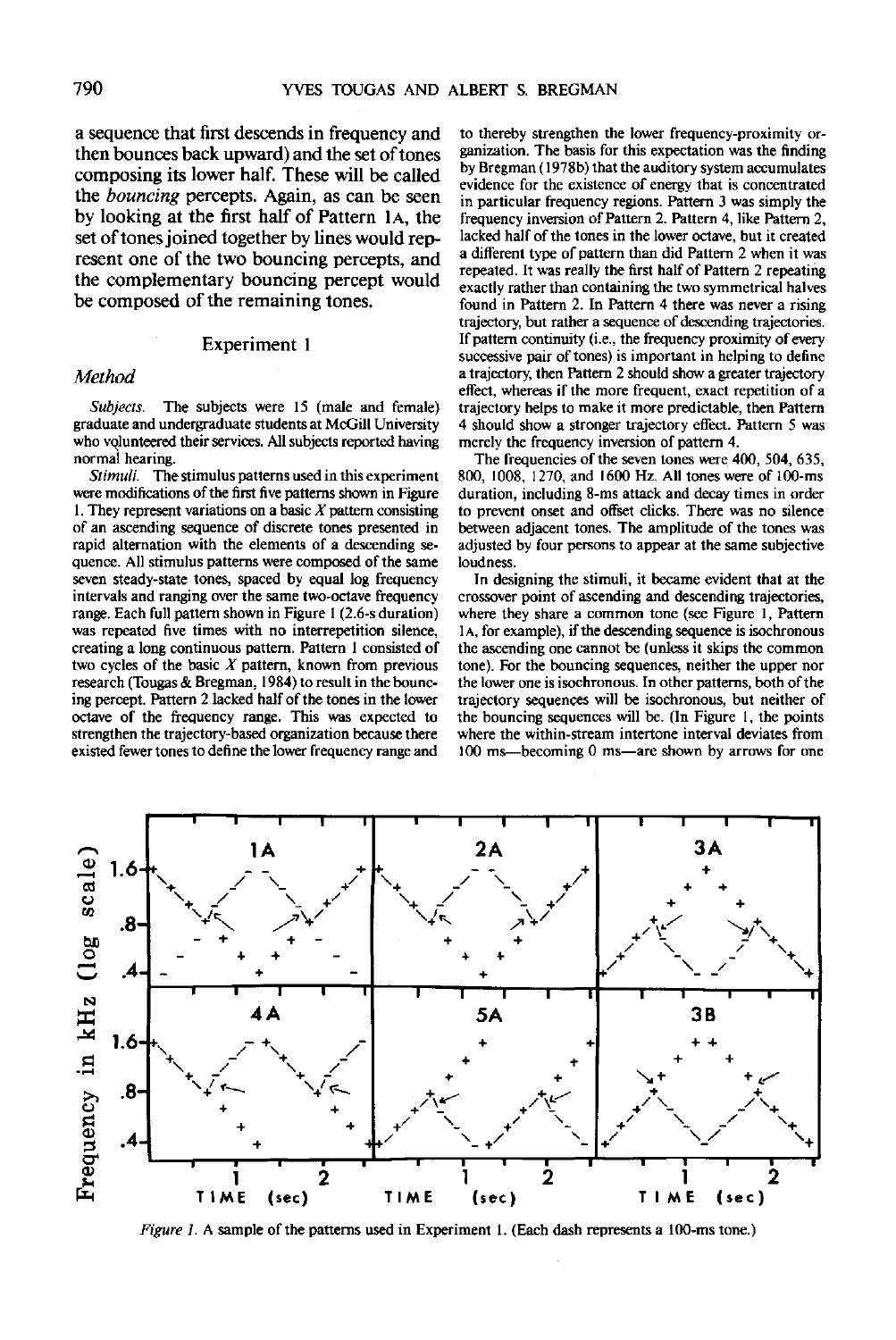a sequence that first descends in frequency and then bounces back upward) and the set of tones composing its lower half. These will be called the *bouncing* percepts. Again, as can be seen by looking at the first half of Pattern 1A, the set of tones joined together by lines would represent one of the two bouncing percepts, and the complementary bouncing percept would be composed of the remaining tones.

## Experiment 1

### Method

*Subjects.* The subjects were 15 (male and female) graduate and undergraduate students at McGill University who volunteered their services. All subjects reported having normal hearing.

*Stimuli.* The stimulus patterns used in this experiment were modifications of the first five patterns shown in Figure 1. They represent variations on a basic *X* pattern consisting of an ascending sequence of discrete tones presented in rapid alternation with the elements of a descending sequence. All stimulus patterns were composed of the same seven steady-state tones, spaced by equal log frequency intervals and ranging over the same two-octave frequency range. Each full pattern shown in Figure 1 (2.6-s duration) was repeated five times with no interrepetition silence, creating a long continuous pattern. Pattern 1 consisted of two cycles of the basic *X* pattern, known from previous research (Tougas & Bregman, 1984) to result in the bouncing percept. Pattern 2 lacked half of the tones in the lower octave of the frequency range. This was expected to strengthen the trajectory-based organization because there existed fewer tones to define the lower frequency range and to thereby strengthen the lower frequency-proximity organization. The basis for this expectation was the finding by Bregman (1978b) that the auditory system accumulates evidence for the existence of energy that is concentrated in particular frequency regions. Pattern 3 was simply the frequency inversion of Pattern 2. Pattern 4, like Pattern 2, lacked half of the tones in the lower octave, but it created a different type of pattern than did Pattern 2 when it was repeated. It was really the first half of Pattern 2 repeating exactly rather than containing the two symmetrical halves found in Pattern 2. In Pattern 4 there was never a rising trajectory, but rather a sequence of descending trajectories. If pattern continuity (i.e., the frequency proximity of every successive pair of tones) is important in helping to define a trajectory, then Pattern 2 should show a greater trajectory effect, whereas if the more frequent, exact repetition of a trajectory helps to make it more predictable, then Pattern 4 should show a stronger trajectory effect. Pattern 5 was merely the frequency inversion of pattern 4.

The frequencies of the seven tones were 400, 504, 635, 800, 1008, 1270, and 1600 Hz. All tones were of 100-ms duration, including 8-ms attack and decay times in order to prevent onset and offset clicks. There was no silence between adjacent tones. The amplitude of the tones was adjusted by four persons to appear at the same subjective loudness.

In designing the stimuli, it became evident that at the crossover point of ascending and descending trajectories, where they share a common tone (see Figure 1, Pattern 1A, for example), if the descending sequence is isochronous the ascending one cannot be (unless it skips the common tone). For the bouncing sequences, neither the upper nor the lower one is isochronous. In other patterns, both of the trajectory sequences will be isochronous, but neither of the bouncing sequences will be. (In Figure 1, the points where the within-stream intertone interval deviates from 100 ms—becoming 0 ms—are shown by arrows for one

*Figure 1.* A sample of the patterns used in Experiment 1. (Each dash represents a 100-ms tone.)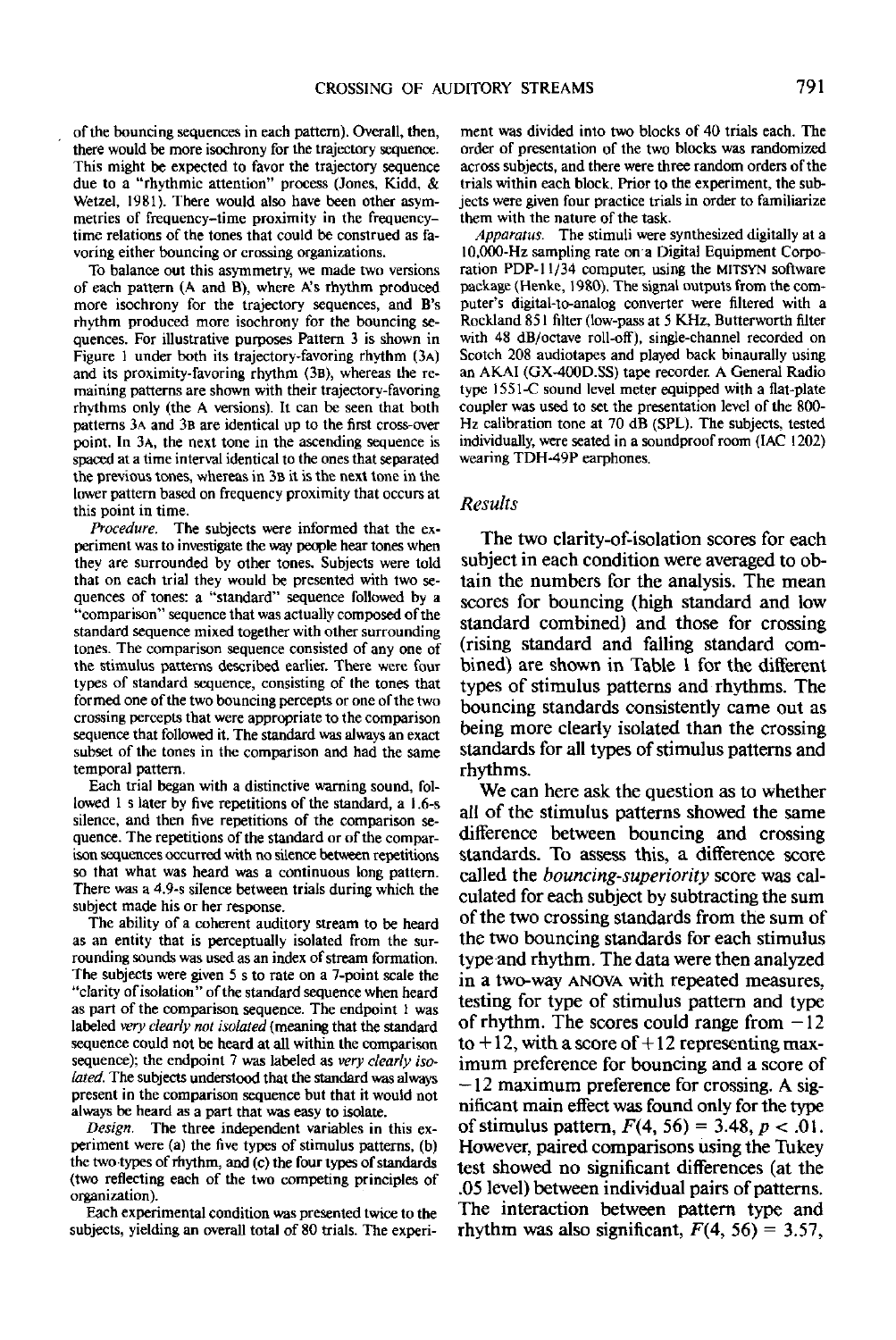of the bouncing sequences in each pattern). Overall, then, there would be more isochrony for the trajectory sequence. This might be expected to favor the trajectory sequence due to a "rhythmic attention" process (Jones, Kidd, & Wetzel, 1981). There would also have been other asymmetries of frequency-time proximity in the frequency-time relations of the tones that could be construed as favoring either bouncing or crossing organizations.

To balance out this asymmetry, we made two versions of each pattern (A and B), where A's rhythm produced more isochrony for the trajectory sequences, and B's rhythm produced more isochrony for the bouncing sequences. For illustrative purposes Pattern 3 is shown in Figure 1 under both its trajectory-favoring rhythm (3A) and its proximity-favoring rhythm (3B), whereas the remaining patterns are shown with their trajectory-favoring rhythms only (the A versions). It can be seen that both patterns 3A and 3B are identical up to the first cross-over point. In 3A, the next tone in the ascending sequence is spaced at a time interval identical to the ones that separated the previous tones, whereas in 3B it is the next tone in the lower pattern based on frequency proximity that occurs at this point in time.

*Procedure.* The subjects were informed that the experiment was to investigate the way people hear tones when they are surrounded by other tones. Subjects were told that on each trial they would be presented with two sequences of tones: a "standard" sequence followed by a "comparison" sequence that was actually composed of the standard sequence mixed together with other surrounding tones. The comparison sequence consisted of any one of the stimulus patterns described earlier. There were four types of standard sequence, consisting of the tones that formed one of the two bouncing percepts or one of the two crossing percepts that were appropriate to the comparison sequence that followed it. The standard was always an exact subset of the tones in the comparison and had the same temporal pattern.

Each trial began with a distinctive warning sound, followed 1 s later by five repetitions of the standard, a 1.6-s silence, and then five repetitions of the comparison sequence. The repetitions of the standard or of the comparison sequences occurred with no silence between repetitions so that what was heard was a continuous long pattern. There was a 4.9-s silence between trials during which the subject made his or her response.

The ability of a coherent auditory stream to be heard as an entity that is perceptually isolated from the surrounding sounds was used as an index of stream formation. The subjects were given 5 s to rate on a 7-point scale the "clarity of isolation" of the standard sequence when heard as part of the comparison sequence. The endpoint 1 was labeled *very clearly not isolated* (meaning that the standard sequence could not be heard at all within the comparison sequence); the endpoint 7 was labeled as *very clearly isolated*. The subjects understood that the standard was always present in the comparison sequence but that it would not always be heard as a part that was easy to isolate.

*Design.* The three independent variables in this experiment were (a) the five types of stimulus patterns, (b) the two types of rhythm, and (c) the four types of standards (two reflecting each of the two competing principles of organization).

Each experimental condition was presented twice to the subjects, yielding an overall total of 80 trials. The experiment was divided into two blocks of 40 trials each. The order of presentation of the two blocks was randomized across subjects, and there were three random orders of the trials within each block. Prior to the experiment, the subjects were given four practice trials in order to familiarize them with the nature of the task.

*Apparatus.* The stimuli were synthesized digitally at a 10,000-Hz sampling rate on a Digital Equipment Corporation PDP-11/34 computer, using the MITSYN software package (Henke, 1980). The signal outputs from the computer's digital-to-analog converter were filtered with a Rockland 851 filter (low-pass at 5 KHz, Butterworth filter with 48 dB/octave roll-off), single-channel recorded on Scotch 208 audiotapes and played back binaurally using an AKAI (GX-400D.SS) tape recorder. A General Radio type 1551-C sound level meter equipped with a flat-plate coupler was used to set the presentation level of the 800-Hz calibration tone at 70 dB (SPL). The subjects, tested individually, were seated in a soundproof room (IAC 1202) wearing TDH-49P earphones.

## Results

The two clarity-of-isolation scores for each subject in each condition were averaged to obtain the numbers for the analysis. The mean scores for bouncing (high standard and low standard combined) and those for crossing (rising standard and falling standard combined) are shown in Table 1 for the different types of stimulus patterns and rhythms. The bouncing standards consistently came out as being more clearly isolated than the crossing standards for all types of stimulus patterns and rhythms.

We can here ask the question as to whether all of the stimulus patterns showed the same difference between bouncing and crossing standards. To assess this, a difference score called the *bouncing-superiority* score was calculated for each subject by subtracting the sum of the two crossing standards from the sum of the two bouncing standards for each stimulus type and rhythm. The data were then analyzed in a two-way ANOVA with repeated measures, testing for type of stimulus pattern and type of rhythm. The scores could range from $-12$ to $+12$, with a score of $+12$ representing maximum preference for bouncing and a score of $-12$ maximum preference for crossing. A significant main effect was found only for the type of stimulus pattern, $F(4, 56) = 3.48$, $p < .01$. However, paired comparisons using the Tukey test showed no significant differences (at the .05 level) between individual pairs of patterns. The interaction between pattern type and rhythm was also significant, $F(4, 56) = 3.57$,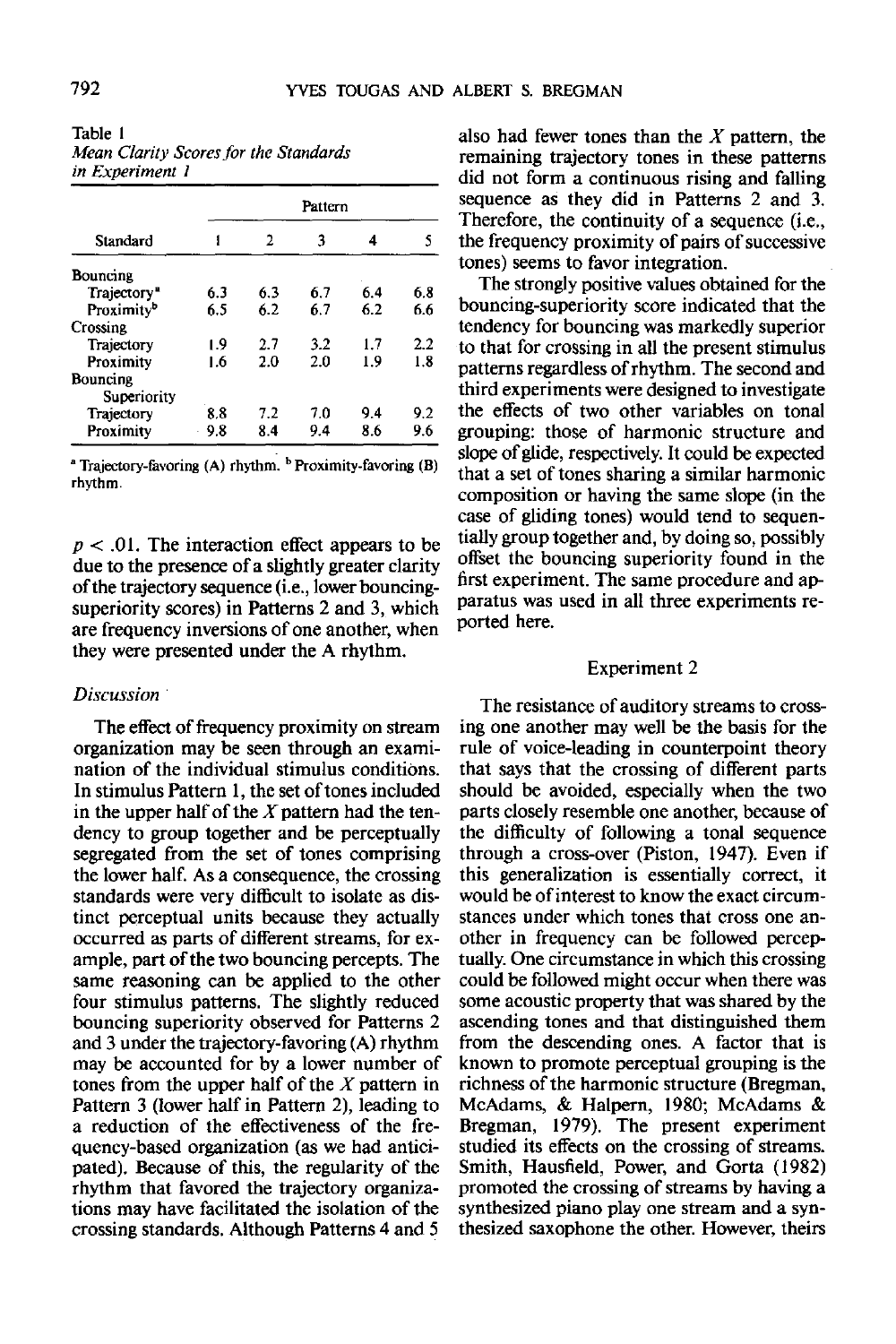Table 1
*Mean Clarity Scores for the Standards in Experiment 1*

| Standard | Pattern | | | | |
|---|---|---|---|---|---|
| | 1 | 2 | 3 | 4 | 5 |
| Bouncing | | | | | |
| Trajectory[a] | 6.3 | 6.3 | 6.7 | 6.4 | 6.8 |
| Proximity[b] | 6.5 | 6.2 | 6.7 | 6.2 | 6.6 |
| Crossing | | | | | |
| Trajectory | 1.9 | 2.7 | 3.2 | 1.7 | 2.2 |
| Proximity | 1.6 | 2.0 | 2.0 | 1.9 | 1.8 |
| Bouncing Superiority | | | | | |
| Trajectory | 8.8 | 7.2 | 7.0 | 9.4 | 9.2 |
| Proximity | 9.8 | 8.4 | 9.4 | 8.6 | 9.6 |

[a] Trajectory-favoring (A) rhythm. [b] Proximity-favoring (B) rhythm.

$p < .01$. The interaction effect appears to be due to the presence of a slightly greater clarity of the trajectory sequence (i.e., lower bouncing-superiority scores) in Patterns 2 and 3, which are frequency inversions of one another, when they were presented under the A rhythm.

### Discussion

The effect of frequency proximity on stream organization may be seen through an examination of the individual stimulus conditions. In stimulus Pattern 1, the set of tones included in the upper half of the *X* pattern had the tendency to group together and be perceptually segregated from the set of tones comprising the lower half. As a consequence, the crossing standards were very difficult to isolate as distinct perceptual units because they actually occurred as parts of different streams, for example, part of the two bouncing percepts. The same reasoning can be applied to the other four stimulus patterns. The slightly reduced bouncing superiority observed for Patterns 2 and 3 under the trajectory-favoring (A) rhythm may be accounted for by a lower number of tones from the upper half of the *X* pattern in Pattern 3 (lower half in Pattern 2), leading to a reduction of the effectiveness of the frequency-based organization (as we had anticipated). Because of this, the regularity of the rhythm that favored the trajectory organizations may have facilitated the isolation of the crossing standards. Although Patterns 4 and 5 also had fewer tones than the *X* pattern, the remaining trajectory tones in these patterns did not form a continuous rising and falling sequence as they did in Patterns 2 and 3. Therefore, the continuity of a sequence (i.e., the frequency proximity of pairs of successive tones) seems to favor integration.

The strongly positive values obtained for the bouncing-superiority score indicated that the tendency for bouncing was markedly superior to that for crossing in all the present stimulus patterns regardless of rhythm. The second and third experiments were designed to investigate the effects of two other variables on tonal grouping: those of harmonic structure and slope of glide, respectively. It could be expected that a set of tones sharing a similar harmonic composition or having the same slope (in the case of gliding tones) would tend to sequentially group together and, by doing so, possibly offset the bouncing superiority found in the first experiment. The same procedure and apparatus was used in all three experiments reported here.

## Experiment 2

The resistance of auditory streams to crossing one another may well be the basis for the rule of voice-leading in counterpoint theory that says that the crossing of different parts should be avoided, especially when the two parts closely resemble one another, because of the difficulty of following a tonal sequence through a cross-over (Piston, 1947). Even if this generalization is essentially correct, it would be of interest to know the exact circumstances under which tones that cross one another in frequency can be followed perceptually. One circumstance in which this crossing could be followed might occur when there was some acoustic property that was shared by the ascending tones and that distinguished them from the descending ones. A factor that is known to promote perceptual grouping is the richness of the harmonic structure (Bregman, McAdams, & Halpern, 1980; McAdams & Bregman, 1979). The present experiment studied its effects on the crossing of streams. Smith, Hausfield, Power, and Gorta (1982) promoted the crossing of streams by having a synthesized piano play one stream and a synthesized saxophone the other. However, theirs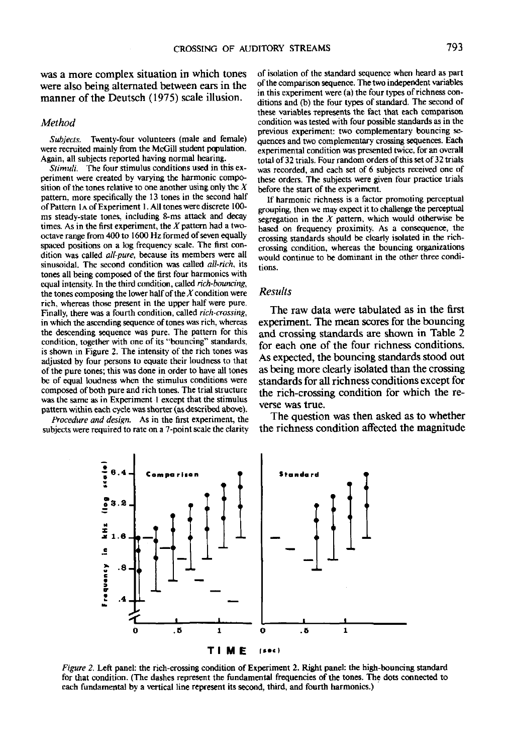was a more complex situation in which tones were also being alternated between ears in the manner of the Deutsch (1975) scale illusion.

### Method

*Subjects.* Twenty-four volunteers (male and female) were recruited mainly from the McGill student population. Again, all subjects reported having normal hearing.

*Stimuli.* The four stimulus conditions used in this experiment were created by varying the harmonic composition of the tones relative to one another using only the *X* pattern, more specifically the 13 tones in the second half of Pattern 1A of Experiment 1. All tones were discrete 100-ms steady-state tones, including 8-ms attack and decay times. As in the first experiment, the *X* pattern had a two-octave range from 400 to 1600 Hz formed of seven equally spaced positions on a log frequency scale. The first condition was called *all-pure,* because its members were all sinusoidal. The second condition was called *all-rich,* its tones all being composed of the first four harmonics with equal intensity. In the third condition, called *rich-bouncing,* the tones composing the lower half of the *X* condition were rich, whereas those present in the upper half were pure. Finally, there was a fourth condition, called *rich-crossing,* in which the ascending sequence of tones was rich, whereas the descending sequence was pure. The pattern for this condition, together with one of its "bouncing" standards, is shown in Figure 2. The intensity of the rich tones was adjusted by four persons to equate their loudness to that of the pure tones; this was done in order to have all tones be of equal loudness when the stimulus conditions were composed of both pure and rich tones. The trial structure was the same as in Experiment 1 except that the stimulus pattern within each cycle was shorter (as described above).

*Procedure and design.* As in the first experiment, the subjects were required to rate on a 7-point scale the clarity of isolation of the standard sequence when heard as part of the comparison sequence. The two independent variables in this experiment were (a) the four types of richness conditions and (b) the four types of standard. The second of these variables represents the fact that each comparison condition was tested with four possible standards as in the previous experiment: two complementary bouncing sequences and two complementary crossing sequences. Each experimental condition was presented twice, for an overall total of 32 trials. Four random orders of this set of 32 trials was recorded, and each set of 6 subjects received one of these orders. The subjects were given four practice trials before the start of the experiment.

If harmonic richness is a factor promoting perceptual grouping, then we may expect it to challenge the perceptual segregation in the *X* pattern, which would otherwise be based on frequency proximity. As a consequence, the crossing standards should be clearly isolated in the rich-crossing condition, whereas the bouncing organizations would continue to be dominant in the other three conditions.

### Results

The raw data were tabulated as in the first experiment. The mean scores for the bouncing and crossing standards are shown in Table 2 for each one of the four richness conditions. As expected, the bouncing standards stood out as being more clearly isolated than the crossing standards for all richness conditions except for the rich-crossing condition for which the reverse was true.

The question was then asked as to whether the richness condition affected the magnitude

*Figure 2.* Left panel: the rich-crossing condition of Experiment 2. Right panel: the high-bouncing standard for that condition. (The dashes represent the fundamental frequencies of the tones. The dots connected to each fundamental by a vertical line represent its second, third, and fourth harmonics.)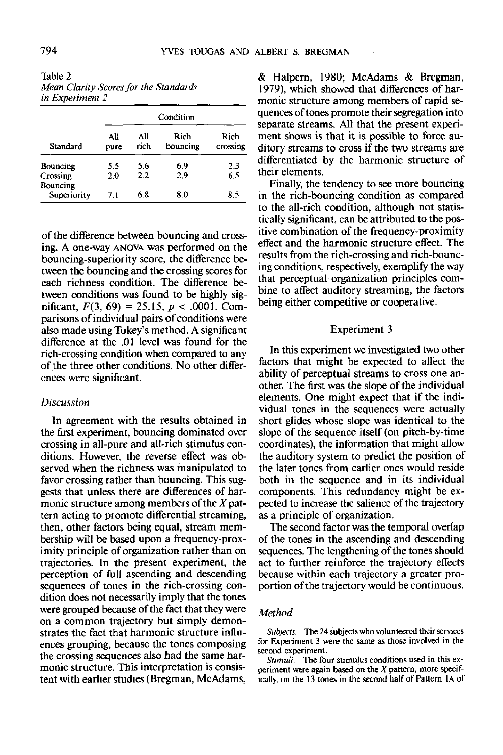Table 2
*Mean Clarity Scores for the Standards in Experiment 2*

| | Condition | | | |
|---|---|---|---|---|
| Standard | All pure | All rich | Rich bouncing | Rich crossing |
| Bouncing | 5.5 | 5.6 | 6.9 | 2.3 |
| Crossing | 2.0 | 2.2 | 2.9 | 6.5 |
| Bouncing Superiority | 7.1 | 6.8 | 8.0 | −8.5 |

of the difference between bouncing and crossing. A one-way ANOVA was performed on the bouncing-superiority score, the difference between the bouncing and the crossing scores for each richness condition. The difference between conditions was found to be highly significant, $F(3, 69) = 25.15$, $p < .0001$. Comparisons of individual pairs of conditions were also made using Tukey's method. A significant difference at the .01 level was found for the rich-crossing condition when compared to any of the three other conditions. No other differences were significant.

### *Discussion*

In agreement with the results obtained in the first experiment, bouncing dominated over crossing in all-pure and all-rich stimulus conditions. However, the reverse effect was observed when the richness was manipulated to favor crossing rather than bouncing. This suggests that unless there are differences of harmonic structure among members of the *X* pattern acting to promote differential streaming, then, other factors being equal, stream membership will be based upon a frequency-proximity principle of organization rather than on trajectories. In the present experiment, the perception of full ascending and descending sequences of tones in the rich-crossing condition does not necessarily imply that the tones were grouped because of the fact that they were on a common trajectory but simply demonstrates the fact that harmonic structure influences grouping, because the tones composing the crossing sequences also had the same harmonic structure. This interpretation is consistent with earlier studies (Bregman, McAdams, & Halpern, 1980; McAdams & Bregman, 1979), which showed that differences of harmonic structure among members of rapid sequences of tones promote their segregation into separate streams. All that the present experiment shows is that it is possible to force auditory streams to cross if the two streams are differentiated by the harmonic structure of their elements.

Finally, the tendency to see more bouncing in the rich-bouncing condition as compared to the all-rich condition, although not statistically significant, can be attributed to the positive combination of the frequency-proximity effect and the harmonic structure effect. The results from the rich-crossing and rich-bouncing conditions, respectively, exemplify the way that perceptual organization principles combine to affect auditory streaming, the factors being either competitive or cooperative.

## Experiment 3

In this experiment we investigated two other factors that might be expected to affect the ability of perceptual streams to cross one another. The first was the slope of the individual elements. One might expect that if the individual tones in the sequences were actually short glides whose slope was identical to the slope of the sequence itself (on pitch-by-time coordinates), the information that might allow the auditory system to predict the position of the later tones from earlier ones would reside both in the sequence and in its individual components. This redundancy might be expected to increase the salience of the trajectory as a principle of organization.

The second factor was the temporal overlap of the tones in the ascending and descending sequences. The lengthening of the tones should act to further reinforce the trajectory effects because within each trajectory a greater proportion of the trajectory would be continuous.

### *Method*

*Subjects.* The 24 subjects who volunteered their services for Experiment 3 were the same as those involved in the second experiment.

*Stimuli.* The four stimulus conditions used in this experiment were again based on the *X* pattern, more specifically, on the 13 tones in the second half of Pattern 1A of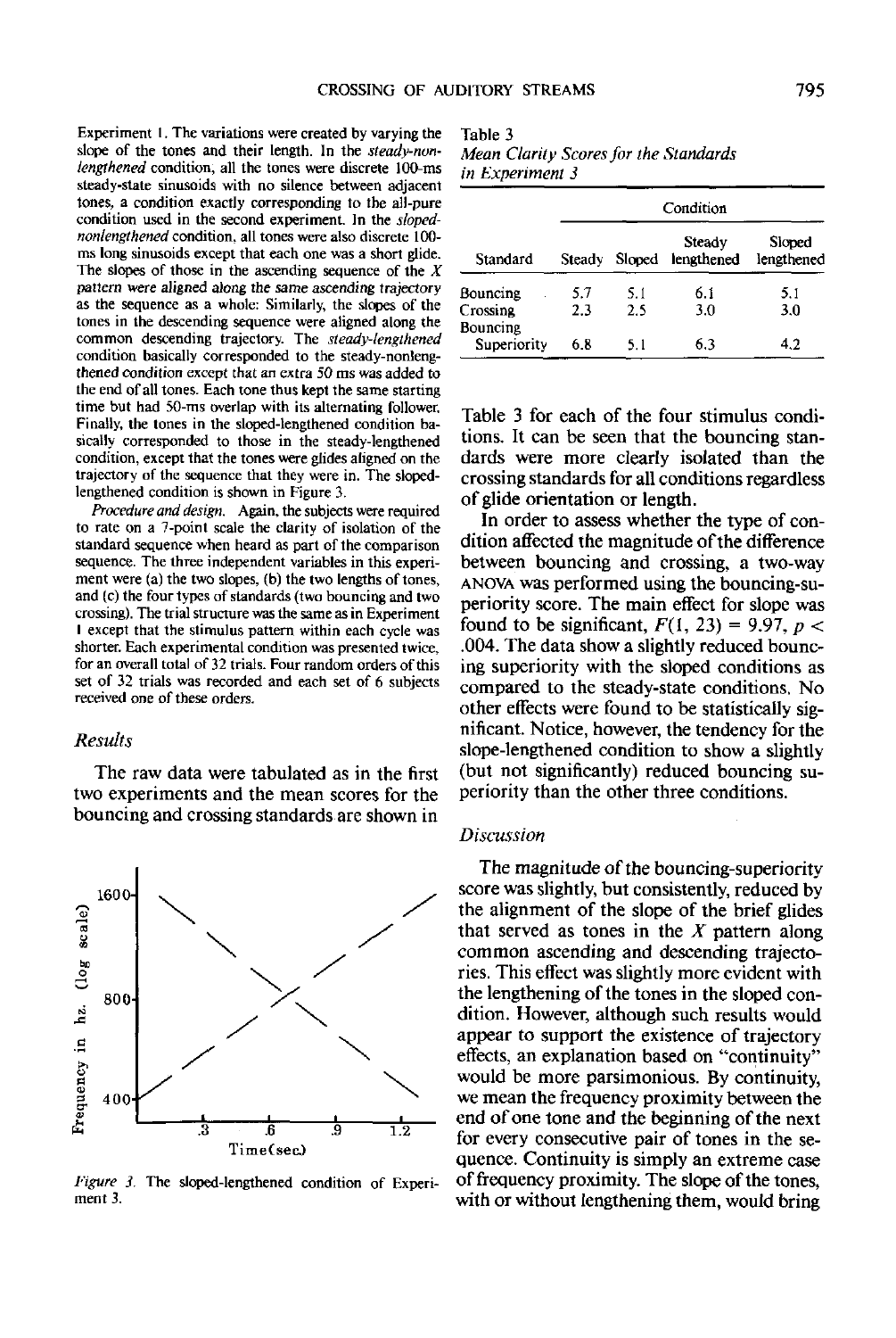Experiment 1. The variations were created by varying the slope of the tones and their length. In the *steady-nonlengthened* condition, all the tones were discrete 100-ms steady-state sinusoids with no silence between adjacent tones, a condition exactly corresponding to the all-pure condition used in the second experiment. In the *sloped-nonlengthened* condition, all tones were also discrete 100-ms long sinusoids except that each one was a short glide. The slopes of those in the ascending sequence of the *X* pattern were aligned along the same ascending trajectory as the sequence as a whole: Similarly, the slopes of the tones in the descending sequence were aligned along the common descending trajectory. The *steady-lengthened* condition basically corresponded to the steady-nonlengthened condition except that an extra 50 ms was added to the end of all tones. Each tone thus kept the same starting time but had 50-ms overlap with its alternating follower. Finally, the tones in the sloped-lengthened condition basically corresponded to those in the steady-lengthened condition, except that the tones were glides aligned on the trajectory of the sequence that they were in. The sloped-lengthened condition is shown in Figure 3.

*Procedure and design.* Again, the subjects were required to rate on a 7-point scale the clarity of isolation of the standard sequence when heard as part of the comparison sequence. The three independent variables in this experiment were (a) the two slopes, (b) the two lengths of tones, and (c) the four types of standards (two bouncing and two crossing). The trial structure was the same as in Experiment 1 except that the stimulus pattern within each cycle was shorter. Each experimental condition was presented twice, for an overall total of 32 trials. Four random orders of this set of 32 trials was recorded and each set of 6 subjects received one of these orders.

### Results

The raw data were tabulated as in the first two experiments and the mean scores for the bouncing and crossing standards are shown in Table 3 for each of the four stimulus conditions. It can be seen that the bouncing standards were more clearly isolated than the crossing standards for all conditions regardless of glide orientation or length.

*Figure 3.* The sloped-lengthened condition of Experiment 3.

Table 3
*Mean Clarity Scores for the Standards in Experiment 3*

| | Condition | | | |
|---|---|---|---|---|
| Standard | Steady | Sloped | Steady lengthened | Sloped lengthened |
| Bouncing | 5.7 | 5.1 | 6.1 | 5.1 |
| Crossing | 2.3 | 2.5 | 3.0 | 3.0 |
| Bouncing Superiority | 6.8 | 5.1 | 6.3 | 4.2 |

In order to assess whether the type of condition affected the magnitude of the difference between bouncing and crossing, a two-way ANOVA was performed using the bouncing-superiority score. The main effect for slope was found to be significant, $F(1, 23) = 9.97$, $p < .004$. The data show a slightly reduced bouncing superiority with the sloped conditions as compared to the steady-state conditions. No other effects were found to be statistically significant. Notice, however, the tendency for the slope-lengthened condition to show a slightly (but not significantly) reduced bouncing superiority than the other three conditions.

### Discussion

The magnitude of the bouncing-superiority score was slightly, but consistently, reduced by the alignment of the slope of the brief glides that served as tones in the *X* pattern along common ascending and descending trajectories. This effect was slightly more evident with the lengthening of the tones in the sloped condition. However, although such results would appear to support the existence of trajectory effects, an explanation based on "continuity" would be more parsimonious. By continuity, we mean the frequency proximity between the end of one tone and the beginning of the next for every consecutive pair of tones in the sequence. Continuity is simply an extreme case of frequency proximity. The slope of the tones, with or without lengthening them, would bring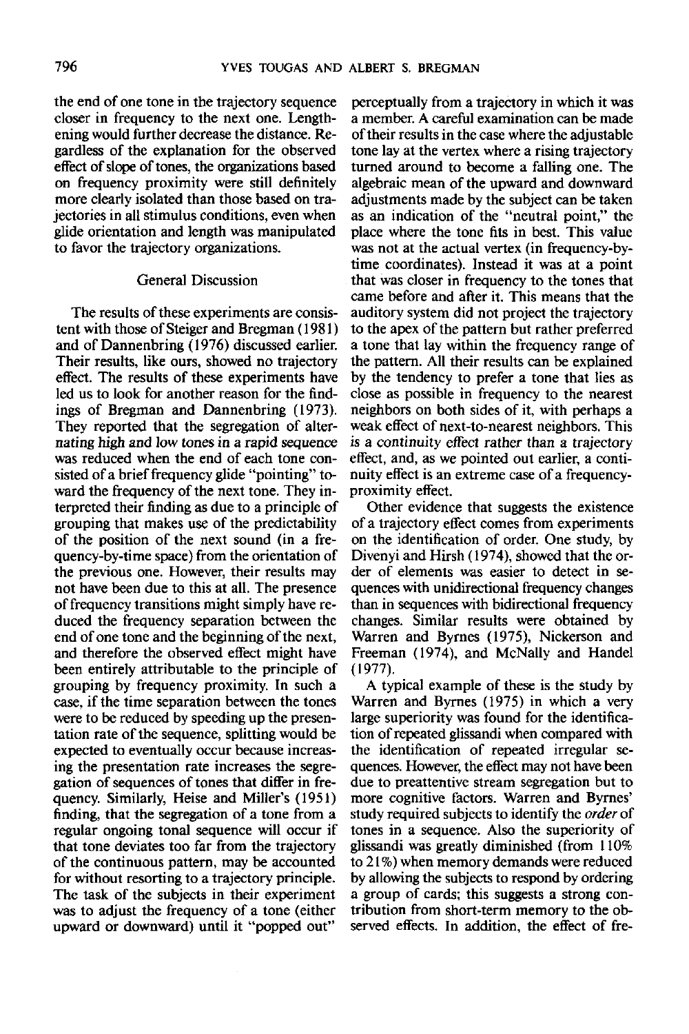the end of one tone in the trajectory sequence closer in frequency to the next one. Lengthening would further decrease the distance. Regardless of the explanation for the observed effect of slope of tones, the organizations based on frequency proximity were still definitely more clearly isolated than those based on trajectories in all stimulus conditions, even when glide orientation and length was manipulated to favor the trajectory organizations.

## General Discussion

The results of these experiments are consistent with those of Steiger and Bregman (1981) and of Dannenbring (1976) discussed earlier. Their results, like ours, showed no trajectory effect. The results of these experiments have led us to look for another reason for the findings of Bregman and Dannenbring (1973). They reported that the segregation of alternating high and low tones in a rapid sequence was reduced when the end of each tone consisted of a brief frequency glide "pointing" toward the frequency of the next tone. They interpreted their finding as due to a principle of grouping that makes use of the predictability of the position of the next sound (in a frequency-by-time space) from the orientation of the previous one. However, their results may not have been due to this at all. The presence of frequency transitions might simply have reduced the frequency separation between the end of one tone and the beginning of the next, and therefore the observed effect might have been entirely attributable to the principle of grouping by frequency proximity. In such a case, if the time separation between the tones were to be reduced by speeding up the presentation rate of the sequence, splitting would be expected to eventually occur because increasing the presentation rate increases the segregation of sequences of tones that differ in frequency. Similarly, Heise and Miller's (1951) finding, that the segregation of a tone from a regular ongoing tonal sequence will occur if that tone deviates too far from the trajectory of the continuous pattern, may be accounted for without resorting to a trajectory principle. The task of the subjects in their experiment was to adjust the frequency of a tone (either upward or downward) until it "popped out" perceptually from a trajectory in which it was a member. A careful examination can be made of their results in the case where the adjustable tone lay at the vertex where a rising trajectory turned around to become a falling one. The algebraic mean of the upward and downward adjustments made by the subject can be taken as an indication of the "neutral point," the place where the tone fits in best. This value was not at the actual vertex (in frequency-by-time coordinates). Instead it was at a point that was closer in frequency to the tones that came before and after it. This means that the auditory system did not project the trajectory to the apex of the pattern but rather preferred a tone that lay within the frequency range of the pattern. All their results can be explained by the tendency to prefer a tone that lies as close as possible in frequency to the nearest neighbors on both sides of it, with perhaps a weak effect of next-to-nearest neighbors. This is a continuity effect rather than a trajectory effect, and, as we pointed out earlier, a continuity effect is an extreme case of a frequency-proximity effect.

Other evidence that suggests the existence of a trajectory effect comes from experiments on the identification of order. One study, by Divenyi and Hirsh (1974), showed that the order of elements was easier to detect in sequences with unidirectional frequency changes than in sequences with bidirectional frequency changes. Similar results were obtained by Warren and Byrnes (1975), Nickerson and Freeman (1974), and McNally and Handel (1977).

A typical example of these is the study by Warren and Byrnes (1975) in which a very large superiority was found for the identification of repeated glissandi when compared with the identification of repeated irregular sequences. However, the effect may not have been due to preattentive stream segregation but to more cognitive factors. Warren and Byrnes' study required subjects to identify the *order* of tones in a sequence. Also the superiority of glissandi was greatly diminished (from 110% to 21%) when memory demands were reduced by allowing the subjects to respond by ordering a group of cards; this suggests a strong contribution from short-term memory to the observed effects. In addition, the effect of fre-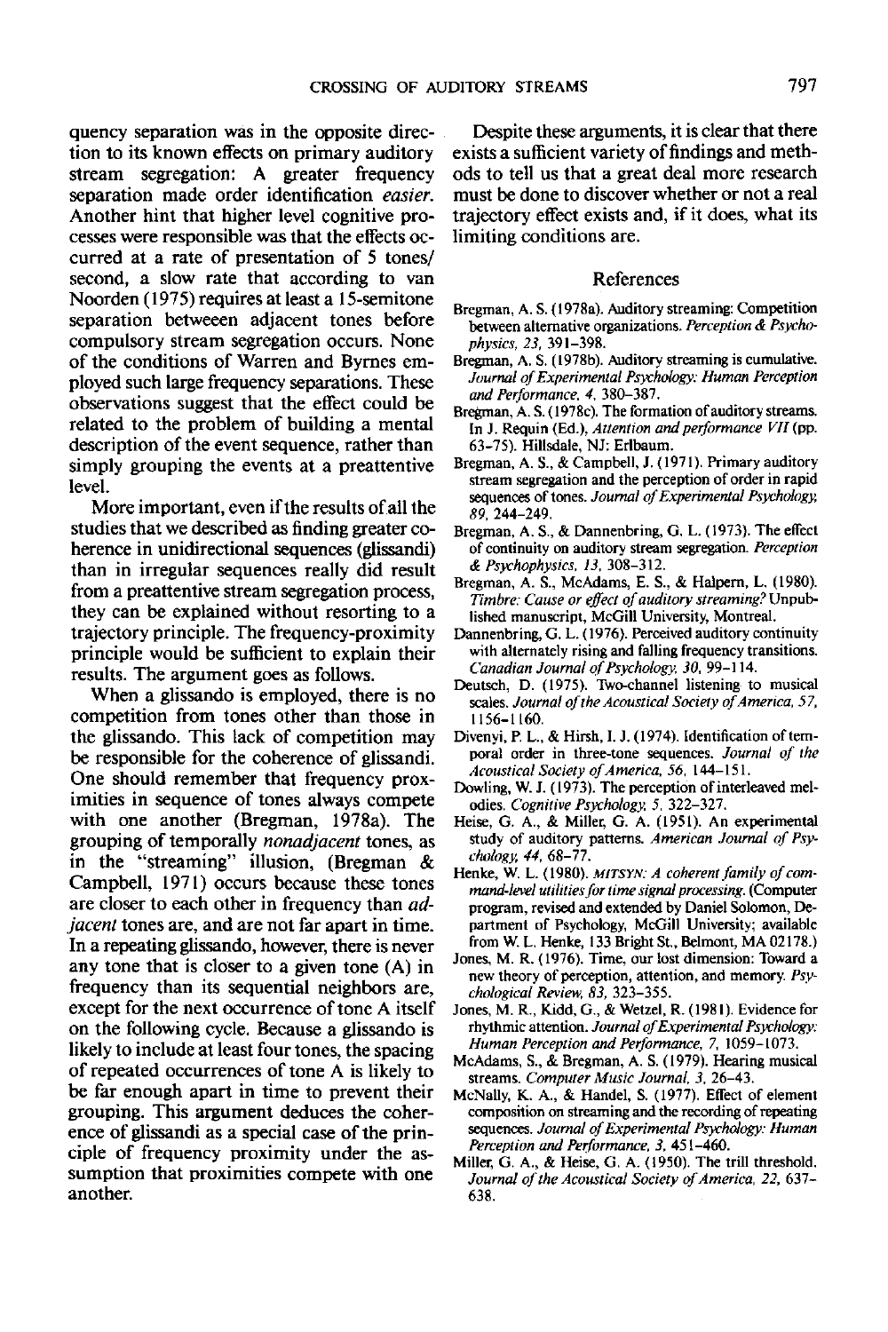quency separation was in the opposite direction to its known effects on primary auditory stream segregation: A greater frequency separation made order identification *easier.* Another hint that higher level cognitive processes were responsible was that the effects occurred at a rate of presentation of 5 tones/second, a slow rate that according to van Noorden (1975) requires at least a 15-semitone separation betweeen adjacent tones before compulsory stream segregation occurs. None of the conditions of Warren and Byrnes employed such large frequency separations. These observations suggest that the effect could be related to the problem of building a mental description of the event sequence, rather than simply grouping the events at a preattentive level.

More important, even if the results of all the studies that we described as finding greater coherence in unidirectional sequences (glissandi) than in irregular sequences really did result from a preattentive stream segregation process, they can be explained without resorting to a trajectory principle. The frequency-proximity principle would be sufficient to explain their results. The argument goes as follows.

When a glissando is employed, there is no competition from tones other than those in the glissando. This lack of competition may be responsible for the coherence of glissandi. One should remember that frequency proximities in sequence of tones always compete with one another (Bregman, 1978a). The grouping of temporally *nonadjacent* tones, as in the "streaming" illusion, (Bregman & Campbell, 1971) occurs because these tones are closer to each other in frequency than *adjacent* tones are, and are not far apart in time. In a repeating glissando, however, there is never any tone that is closer to a given tone (A) in frequency than its sequential neighbors are, except for the next occurrence of tone A itself on the following cycle. Because a glissando is likely to include at least four tones, the spacing of repeated occurrences of tone A is likely to be far enough apart in time to prevent their grouping. This argument deduces the coherence of glissandi as a special case of the principle of frequency proximity under the assumption that proximities compete with one another.

Despite these arguments, it is clear that there exists a sufficient variety of findings and methods to tell us that a great deal more research must be done to discover whether or not a real trajectory effect exists and, if it does, what its limiting conditions are.

## References

Bregman, A. S. (1978a). Auditory streaming: Competition between alternative organizations. *Perception & Psychophysics, 23,* 391–398.

Bregman, A. S. (1978b). Auditory streaming is cumulative. *Journal of Experimental Psychology: Human Perception and Performance, 4,* 380–387.

Bregman, A. S. (1978c). The formation of auditory streams. In J. Requin (Ed.), *Attention and performance VII* (pp. 63–75). Hillsdale, NJ: Erlbaum.

Bregman, A. S., & Campbell, J. (1971). Primary auditory stream segregation and the perception of order in rapid sequences of tones. *Journal of Experimental Psychology, 89,* 244–249.

Bregman, A. S., & Dannenbring, G. L. (1973). The effect of continuity on auditory stream segregation. *Perception & Psychophysics, 13,* 308–312.

Bregman, A. S., McAdams, E. S., & Halpern, L. (1980). *Timbre: Cause or effect of auditory streaming?* Unpublished manuscript, McGill University, Montreal.

Dannenbring, G. L. (1976). Perceived auditory continuity with alternately rising and falling frequency transitions. *Canadian Journal of Psychology, 30,* 99–114.

Deutsch, D. (1975). Two-channel listening to musical scales. *Journal of the Acoustical Society of America, 57,* 1156–1160.

Divenyi, P. L., & Hirsh, I. J. (1974). Identification of temporal order in three-tone sequences. *Journal of the Acoustical Society of America, 56,* 144–151.

Dowling, W. J. (1973). The perception of interleaved melodies. *Cognitive Psychology, 5,* 322–327.

Heise, G. A., & Miller, G. A. (1951). An experimental study of auditory patterns. *American Journal of Psychology, 44,* 68–77.

Henke, W. L. (1980). *MITSYN: A coherent family of command-level utilities for time signal processing.* (Computer program, revised and extended by Daniel Solomon, Department of Psychology, McGill University; available from W. L. Henke, 133 Bright St., Belmont, MA 02178.)

Jones, M. R. (1976). Time, our lost dimension: Toward a new theory of perception, attention, and memory. *Psychological Review, 83,* 323–355.

Jones, M. R., Kidd, G., & Wetzel, R. (1981). Evidence for rhythmic attention. *Journal of Experimental Psychology: Human Perception and Performance, 7,* 1059–1073.

McAdams, S., & Bregman, A. S. (1979). Hearing musical streams. *Computer Music Journal, 3,* 26–43.

McNally, K. A., & Handel, S. (1977). Effect of element composition on streaming and the recording of repeating sequences. *Journal of Experimental Psychology: Human Perception and Performance, 3,* 451–460.

Miller, G. A., & Heise, G. A. (1950). The trill threshold. *Journal of the Acoustical Society of America, 22,* 637–638.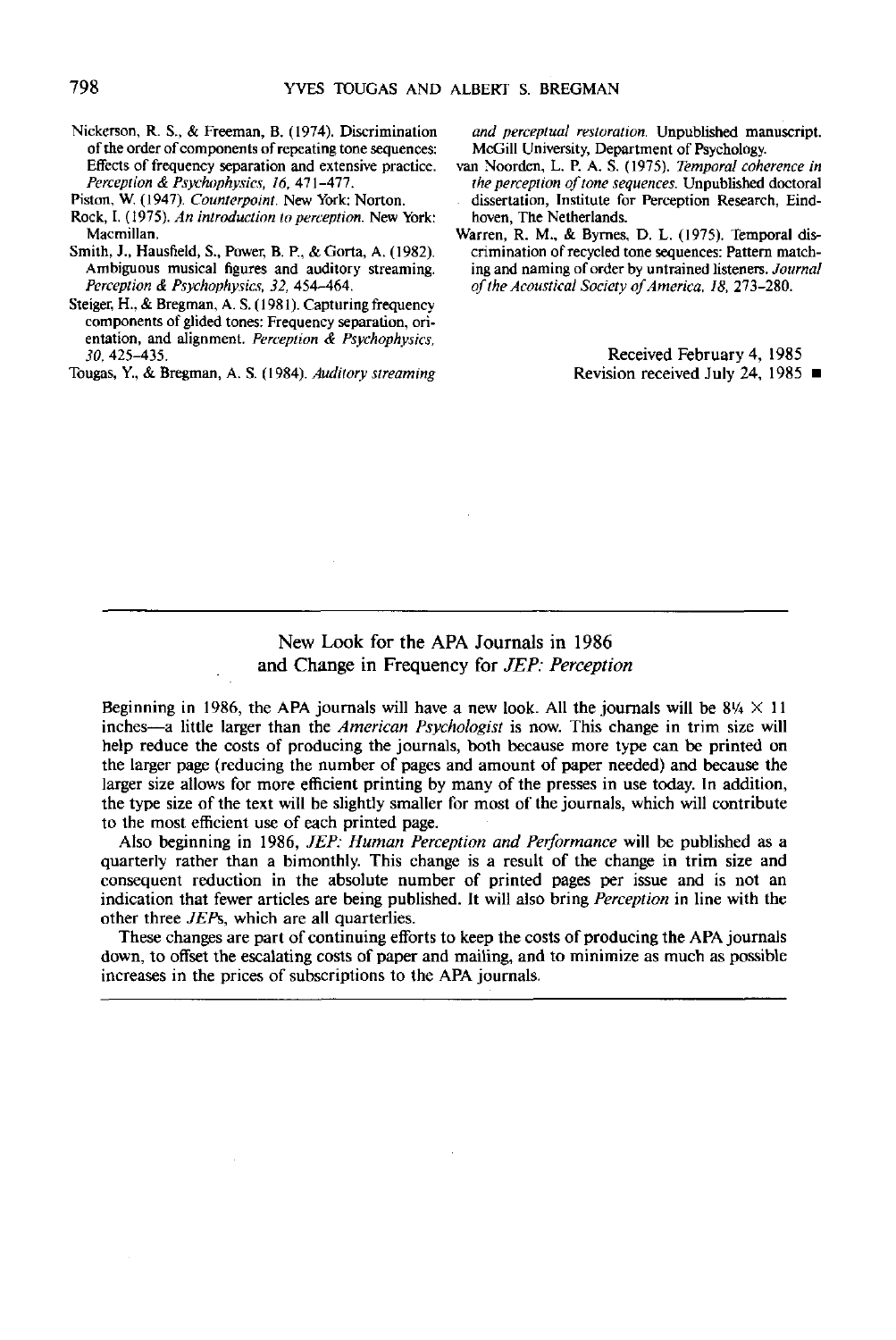Nickerson, R. S., & Freeman, B. (1974). Discrimination of the order of components of repeating tone sequences: Effects of frequency separation and extensive practice. *Perception & Psychophysics, 16,* 471–477.

Piston, W. (1947). *Counterpoint.* New York: Norton.

Rock, I. (1975). *An introduction to perception.* New York: Macmillan.

Smith, J., Hausfield, S., Power, B. P., & Gorta, A. (1982). Ambiguous musical figures and auditory streaming. *Perception & Psychophysics, 32,* 454–464.

Steiger, H., & Bregman, A. S. (1981). Capturing frequency components of glided tones: Frequency separation, orientation, and alignment. *Perception & Psychophysics, 30,* 425–435.

Tougas, Y., & Bregman, A. S. (1984). *Auditory streaming and perceptual restoration.* Unpublished manuscript. McGill University, Department of Psychology.

van Noorden, L. P. A. S. (1975). *Temporal coherence in the perception of tone sequences.* Unpublished doctoral dissertation, Institute for Perception Research, Eindhoven, The Netherlands.

Warren, R. M., & Byrnes, D. L. (1975). Temporal discrimination of recycled tone sequences: Pattern matching and naming of order by untrained listeners. *Journal of the Acoustical Society of America, 18,* 273–280.

Received February 4, 1985
Revision received July 24, 1985 ■

---

## New Look for the APA Journals in 1986 and Change in Frequency for *JEP: Perception*

Beginning in 1986, the APA journals will have a new look. All the journals will be 8¼ × 11 inches—a little larger than the *American Psychologist* is now. This change in trim size will help reduce the costs of producing the journals, both because more type can be printed on the larger page (reducing the number of pages and amount of paper needed) and because the larger size allows for more efficient printing by many of the presses in use today. In addition, the type size of the text will be slightly smaller for most of the journals, which will contribute to the most efficient use of each printed page.

Also beginning in 1986, *JEP: Human Perception and Performance* will be published as a quarterly rather than a bimonthly. This change is a result of the change in trim size and consequent reduction in the absolute number of printed pages per issue and is not an indication that fewer articles are being published. It will also bring *Perception* in line with the other three *JEP*s, which are all quarterlies.

These changes are part of continuing efforts to keep the costs of producing the APA journals down, to offset the escalating costs of paper and mailing, and to minimize as much as possible increases in the prices of subscriptions to the APA journals.